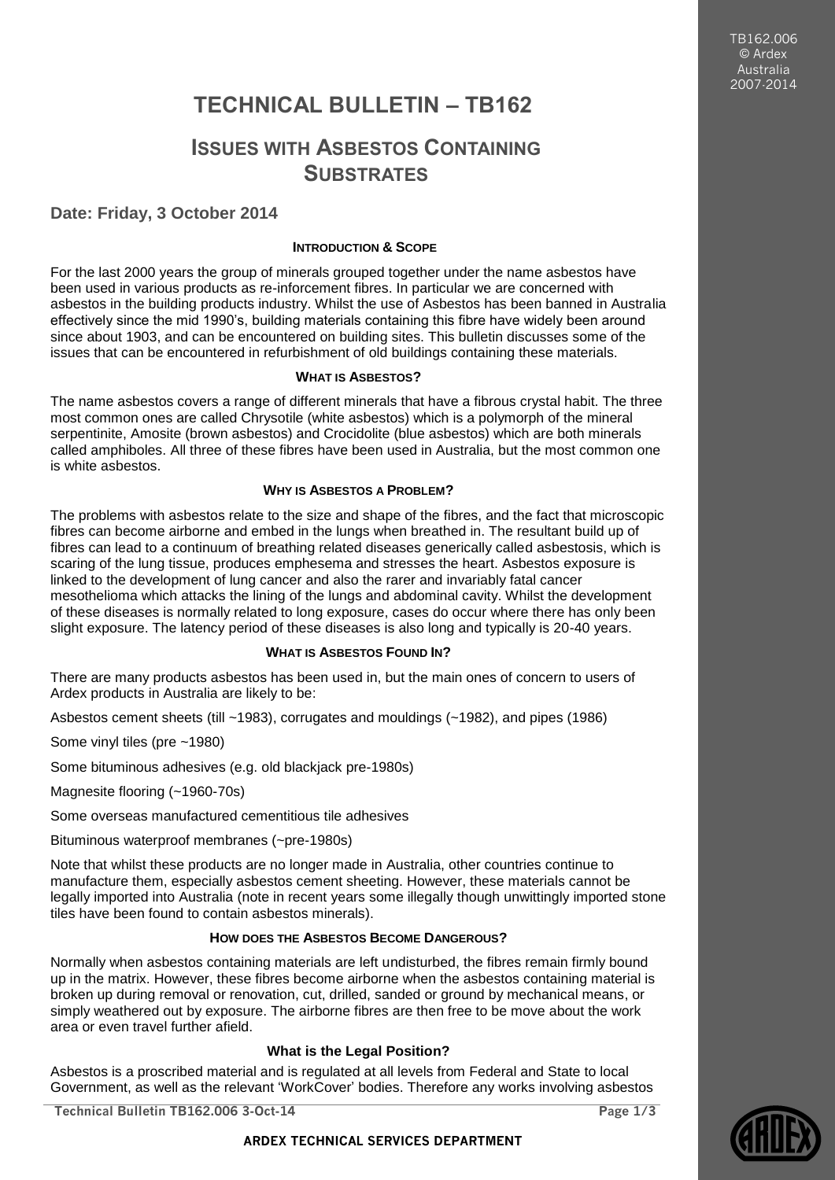# TECHNICAL BULLETIN – TB162

## ISSUES WITH ASBESTOS CONTAINING SUBSTRATES

### Date: Friday, 3 October 2014

#### INTRODUCTION & SCOPE

For the last 2000 years the group of minerals grouped together under the name asbestos have been used in various products as re-inforcement fibres. In particular we are concerned with asbestos in the building products industry. Whilst the use of Asbestos has been banned in Australia effectively since the mid 1990's, building materials containing this fibre have widely been around since about 1903, and can be encountered on building sites. This bulletin discusses some of the issues that can be encountered in refurbishment of old buildings containing these materials.

#### WHAT IS ASBESTOS?

The name asbestos covers a range of different minerals that have a fibrous crystal habit. The three most common ones are called Chrysotile (white asbestos) which is a polymorph of the mineral serpentinite, Amosite (brown asbestos) and Crocidolite (blue asbestos) which are both minerals called amphiboles. All three of these fibres have been used in Australia, but the most common one is white asbestos.

#### WHY IS ASBESTOS A PROBLEM?

The problems with asbestos relate to the size and shape of the fibres, and the fact that microscopic fibres can become airborne and embed in the lungs when breathed in. The resultant build up of fibres can lead to a continuum of breathing related diseases generically called asbestosis, which is scaring of the lung tissue, produces emphesema and stresses the heart. Asbestos exposure is linked to the development of lung cancer and also the rarer and invariably fatal cancer mesothelioma which attacks the lining of the lungs and abdominal cavity. Whilst the development of these diseases is normally related to long exposure, cases do occur where there has only been slight exposure. The latency period of these diseases is also long and typically is 20-40 years.

#### WHAT IS ASBESTOS FOUND IN?

There are many products asbestos has been used in, but the main ones of concern to users of Ardex products in Australia are likely to be:

Asbestos cement sheets (till ~1983), corrugates and mouldings (~1982), and pipes (1986)

Some vinyl tiles (pre ~1980)

Some bituminous adhesives (e.g. old blackjack pre-1980s)

Magnesite flooring (~1960-70s)

Some overseas manufactured cementitious tile adhesives

Bituminous waterproof membranes (~pre-1980s)

Note that whilst these products are no longer made in Australia, other countries continue to manufacture them, especially asbestos cement sheeting. However, these materials cannot be legally imported into Australia (note in recent years some illegally though unwittingly imported stone tiles have been found to contain asbestos minerals).

#### HOW DOES THE ASBESTOS BECOME DANGEROUS?

Normally when asbestos containing materials are left undisturbed, the fibres remain firmly bound up in the matrix. However, these fibres become airborne when the asbestos containing material is broken up during removal or renovation, cut, drilled, sanded or ground by mechanical means, or simply weathered out by exposure. The airborne fibres are then free to be move about the work area or even travel further afield.

#### What is the Legal Position?

Asbestos is a proscribed material and is regulated at all levels from Federal and State to local Government, as well as the relevant 'WorkCover' bodies. Therefore any works involving asbestos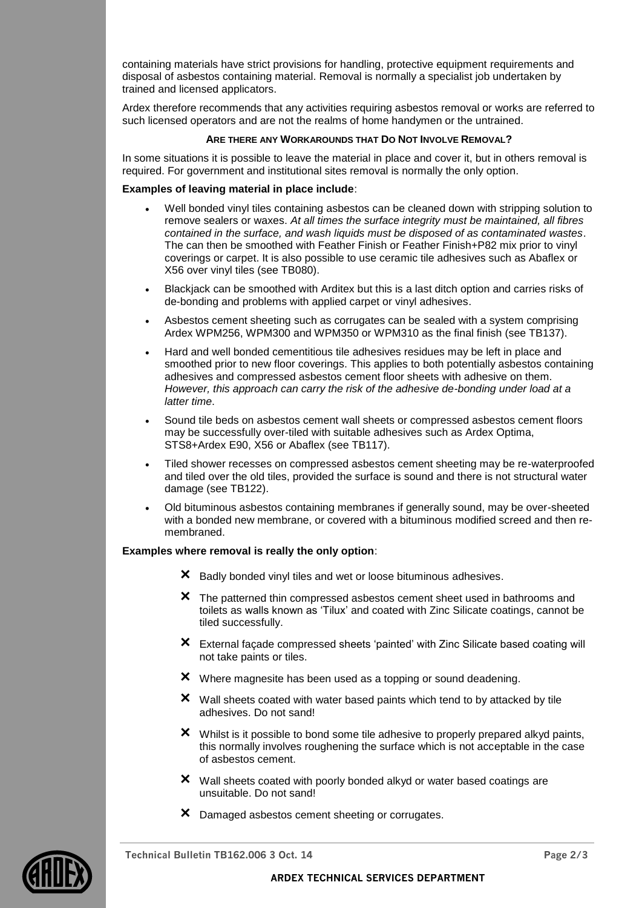containing materials have strict provisions for handling, protective equipment requirements and disposal of asbestos containing material. Removal is normally a specialist job undertaken by trained and licensed applicators.

Ardex therefore recommends that any activities requiring asbestos removal or works are referred to such licensed operators and are not the realms of home handymen or the untrained.

### ARE THERE ANY WORKAROUNDS THAT DO NOT INVOLVE REMOVAL?

In some situations it is possible to leave the material in place and cover it, but in others removal is required. For government and institutional sites removal is normally the only option.

**Examples of leaving material in place include**:

- Well bonded vinyl tiles containing asbestos can be cleaned down with stripping solution to remove sealers or waxes. *At all times the surface integrity must be maintained, all fibres contained in the surface, and wash liquids must be disposed of as contaminated wastes*. The can then be smoothed with Feather Finish or Feather Finish+P82 mix prior to vinyl coverings or carpet. It is also possible to use ceramic tile adhesives such as Abaflex or X56 over vinyl tiles (see TB080).
- Blackjack can be smoothed with Arditex but this is a last ditch option and carries risks of de-bonding and problems with applied carpet or vinyl adhesives.
- Asbestos cement sheeting such as corrugates can be sealed with a system comprising Ardex WPM256, WPM300 and WPM350 or WPM310 as the final finish (see TB137).
- Hard and well bonded cementitious tile adhesives residues may be left in place and smoothed prior to new floor coverings. This applies to both potentially asbestos containing adhesives and compressed asbestos cement floor sheets with adhesive on them. *However, this approach can carry the risk of the adhesive de-bonding under load at a latter time*.
- Sound tile beds on asbestos cement wall sheets or compressed asbestos cement floors may be successfully over-tiled with suitable adhesives such as Ardex Optima, STS8+Ardex E90, X56 or Abaflex (see TB117).
- Tiled shower recesses on compressed asbestos cement sheeting may be re-waterproofed and tiled over the old tiles, provided the surface is sound and there is not structural water damage (see TB122).
- Old bituminous asbestos containing membranes if generally sound, may be over-sheeted with a bonded new membrane, or covered with a bituminous modified screed and then re-membraned.

**Examples where removal is really the only option**:

- ✗ Badly bonded vinyl tiles and wet or loose bituminous adhesives.
- ✗ The patterned thin compressed asbestos cement sheet used in bathrooms and toilets as walls known as 'Tilux' and coated with Zinc Silicate coatings, cannot be tiled successfully.
- ✗ External façade compressed sheets 'painted' with Zinc Silicate based coating will not take paints or tiles.
- ✗ Where magnesite has been used as a topping or sound deadening.
- ✗ Wall sheets coated with water based paints which tend to by attacked by tile adhesives. Do not sand!
- ✗ Whilst is it possible to bond some tile adhesive to properly prepared alkyd paints, this normally involves roughening the surface which is not acceptable in the case of asbestos cement.
- ✗ Wall sheets coated with poorly bonded alkyd or water based coatings are unsuitable. Do not sand!
- ✗ Damaged asbestos cement sheeting or corrugates.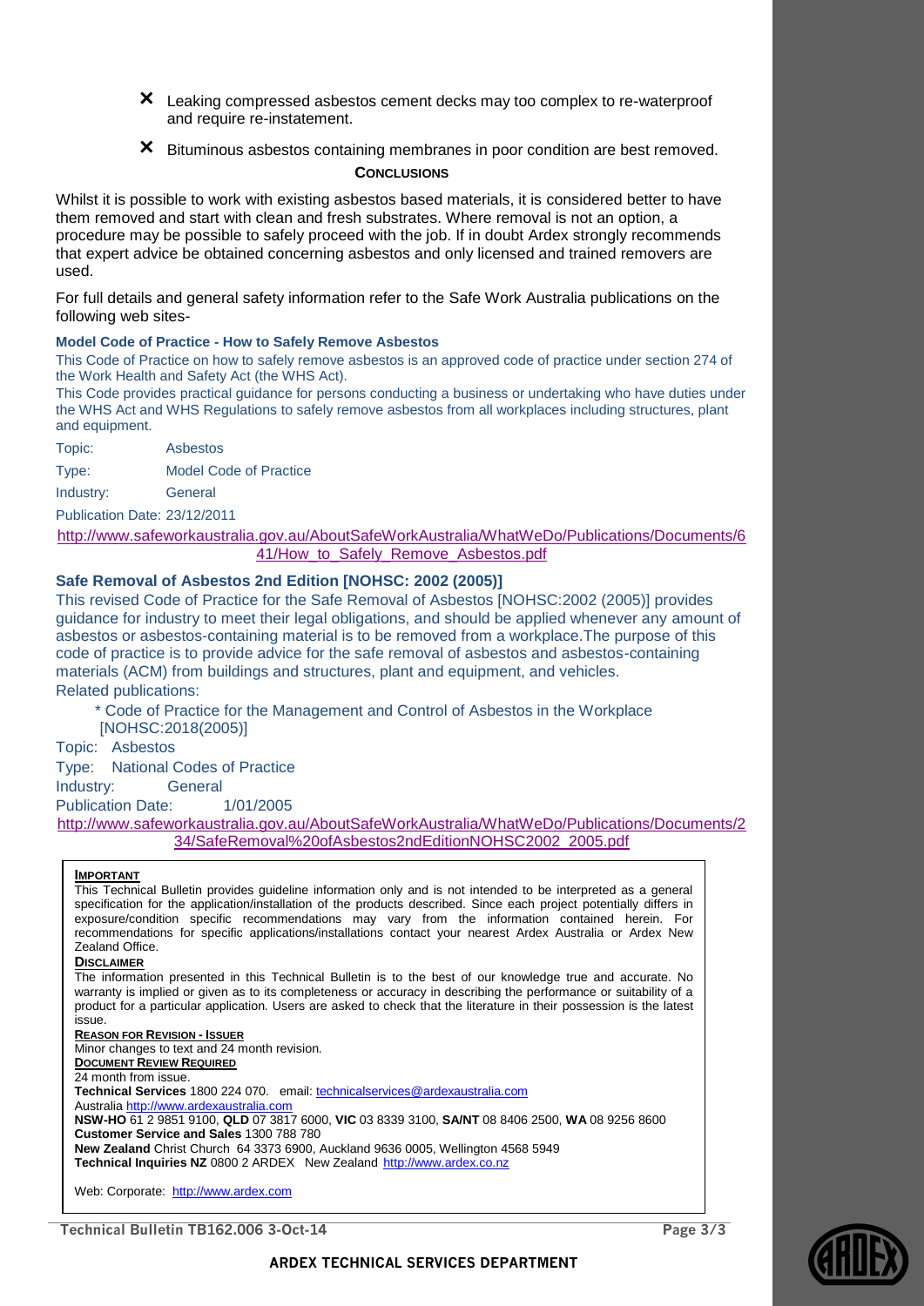- ✗ Leaking compressed asbestos cement decks may too complex to re-waterproof and require re-instatement.
- ✗ Bituminous asbestos containing membranes in poor condition are best removed.

## CONCLUSIONS

Whilst it is possible to work with existing asbestos based materials, it is considered better to have them removed and start with clean and fresh substrates. Where removal is not an option, a procedure may be possible to safely proceed with the job. If in doubt Ardex strongly recommends that expert advice be obtained concerning asbestos and only licensed and trained removers are used.

For full details and general safety information refer to the Safe Work Australia publications on the following web sites-

### Model Code of Practice - How to Safely Remove Asbestos

This Code of Practice on how to safely remove asbestos is an approved code of practice under section 274 of the Work Health and Safety Act (the WHS Act).

This Code provides practical guidance for persons conducting a business or undertaking who have duties under the WHS Act and WHS Regulations to safely remove asbestos from all workplaces including structures, plant and equipment.

Topic: Asbestos

Type: Model Code of Practice

Industry: General

Publication Date: 23/12/2011

http://www.safeworkaustralia.gov.au/AboutSafeWorkAustralia/WhatWeDo/Publications/Documents/641/How_to_Safely_Remove_Asbestos.pdf

### Safe Removal of Asbestos 2nd Edition [NOHSC: 2002 (2005)]

This revised Code of Practice for the Safe Removal of Asbestos [NOHSC:2002 (2005)] provides guidance for industry to meet their legal obligations, and should be applied whenever any amount of asbestos or asbestos-containing material is to be removed from a workplace.The purpose of this code of practice is to provide advice for the safe removal of asbestos and asbestos-containing materials (ACM) from buildings and structures, plant and equipment, and vehicles.

Related publications:

* Code of Practice for the Management and Control of Asbestos in the Workplace [NOHSC:2018(2005)]

Topic: Asbestos

Type: National Codes of Practice

Industry: General

Publication Date: 1/01/2005

http://www.safeworkaustralia.gov.au/AboutSafeWorkAustralia/WhatWeDo/Publications/Documents/234/SafeRemoval%20ofAsbestos2ndEditionNOHSC2002_2005.pdf

**IMPORTANT**

This Technical Bulletin provides guideline information only and is not intended to be interpreted as a general specification for the application/installation of the products described. Since each project potentially differs in exposure/condition specific recommendations may vary from the information contained herein. For recommendations for specific applications/installations contact your nearest Ardex Australia or Ardex New Zealand Office.

**DISCLAIMER**

The information presented in this Technical Bulletin is to the best of our knowledge true and accurate. No warranty is implied or given as to its completeness or accuracy in describing the performance or suitability of a product for a particular application. Users are asked to check that the literature in their possession is the latest issue.

**REASON FOR REVISION - ISSUER**

Minor changes to text and 24 month revision.

**DOCUMENT REVIEW REQUIRED**

24 month from issue.

**Technical Services** 1800 224 070. email: technicalservices@ardexaustralia.com

Australia http://www.ardexaustralia.com

**NSW-HO** 61 2 9851 9100, **QLD** 07 3817 6000, **VIC** 03 8339 3100, **SA/NT** 08 8406 2500, **WA** 08 9256 8600

**Customer Service and Sales** 1300 788 780

**New Zealand** Christ Church 64 3373 6900, Auckland 9636 0005, Wellington 4568 5949

**Technical Inquiries NZ** 0800 2 ARDEX New Zealand http://www.ardex.co.nz

Web: Corporate: http://www.ardex.com

Technical Bulletin TB162.006 3-Oct-14

ARDEX TECHNICAL SERVICES DEPARTMENT